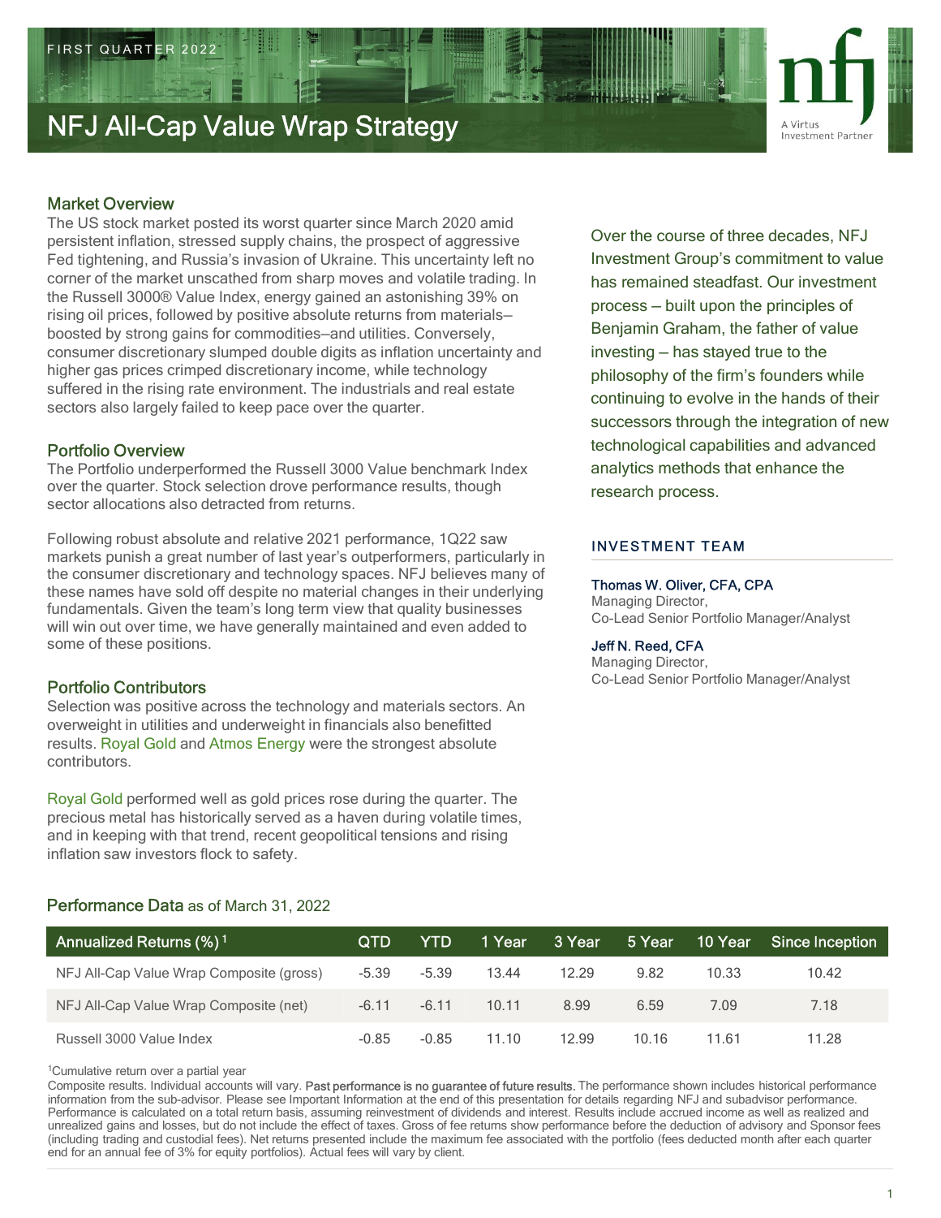FIRST QUARTER 2022

# NFJ All-Cap Value Wrap Strategy

nfj
A Virtus Investment Partner

## Market Overview

The US stock market posted its worst quarter since March 2020 amid persistent inflation, stressed supply chains, the prospect of aggressive Fed tightening, and Russia's invasion of Ukraine. This uncertainty left no corner of the market unscathed from sharp moves and volatile trading. In the Russell 3000® Value Index, energy gained an astonishing 39% on rising oil prices, followed by positive absolute returns from materials—boosted by strong gains for commodities—and utilities. Conversely, consumer discretionary slumped double digits as inflation uncertainty and higher gas prices crimped discretionary income, while technology suffered in the rising rate environment. The industrials and real estate sectors also largely failed to keep pace over the quarter.

## Portfolio Overview

The Portfolio underperformed the Russell 3000 Value benchmark Index over the quarter. Stock selection drove performance results, though sector allocations also detracted from returns.

Following robust absolute and relative 2021 performance, 1Q22 saw markets punish a great number of last year's outperformers, particularly in the consumer discretionary and technology spaces. NFJ believes many of these names have sold off despite no material changes in their underlying fundamentals. Given the team's long term view that quality businesses will win out over time, we have generally maintained and even added to some of these positions.

## Portfolio Contributors

Selection was positive across the technology and materials sectors. An overweight in utilities and underweight in financials also benefitted results. Royal Gold and Atmos Energy were the strongest absolute contributors.

Royal Gold performed well as gold prices rose during the quarter. The precious metal has historically served as a haven during volatile times, and in keeping with that trend, recent geopolitical tensions and rising inflation saw investors flock to safety.

Over the course of three decades, NFJ Investment Group's commitment to value has remained steadfast. Our investment process — built upon the principles of Benjamin Graham, the father of value investing — has stayed true to the philosophy of the firm's founders while continuing to evolve in the hands of their successors through the integration of new technological capabilities and advanced analytics methods that enhance the research process.

### INVESTMENT TEAM

**Thomas W. Oliver, CFA, CPA**
Managing Director,
Co-Lead Senior Portfolio Manager/Analyst

**Jeff N. Reed, CFA**
Managing Director,
Co-Lead Senior Portfolio Manager/Analyst

## Performance Data as of March 31, 2022

| Annualized Returns (%)[1] | QTD | YTD | 1 Year | 3 Year | 5 Year | 10 Year | Since Inception |
|---|---|---|---|---|---|---|---|
| NFJ All-Cap Value Wrap Composite (gross) | -5.39 | -5.39 | 13.44 | 12.29 | 9.82 | 10.33 | 10.42 |
| NFJ All-Cap Value Wrap Composite (net) | -6.11 | -6.11 | 10.11 | 8.99 | 6.59 | 7.09 | 7.18 |
| Russell 3000 Value Index | -0.85 | -0.85 | 11.10 | 12.99 | 10.16 | 11.61 | 11.28 |

[1]Cumulative return over a partial year

Composite results. Individual accounts will vary. **Past performance is no guarantee of future results.** The performance shown includes historical performance information from the sub-advisor. Please see Important Information at the end of this presentation for details regarding NFJ and subadvisor performance. Performance is calculated on a total return basis, assuming reinvestment of dividends and interest. Results include accrued income as well as realized and unrealized gains and losses, but do not include the effect of taxes. Gross of fee returns show performance before the deduction of advisory and Sponsor fees (including trading and custodial fees). Net returns presented include the maximum fee associated with the portfolio (fees deducted month after each quarter end for an annual fee of 3% for equity portfolios). Actual fees will vary by client.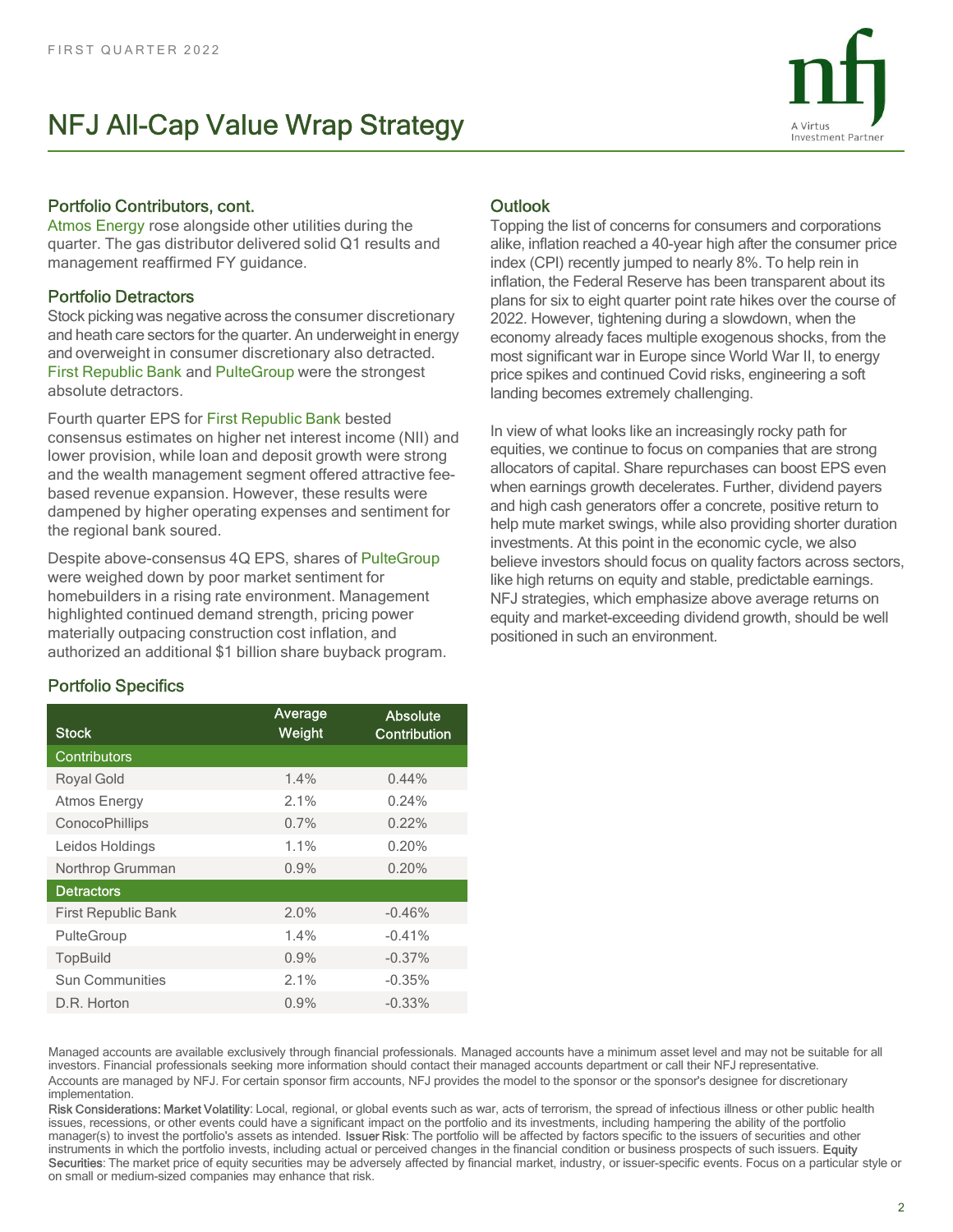# NFJ All-Cap Value Wrap Strategy

## Portfolio Contributors, cont.

Atmos Energy rose alongside other utilities during the quarter. The gas distributor delivered solid Q1 results and management reaffirmed FY guidance.

## Portfolio Detractors

Stock picking was negative across the consumer discretionary and heath care sectors for the quarter. An underweight in energy and overweight in consumer discretionary also detracted. First Republic Bank and PulteGroup were the strongest absolute detractors.

Fourth quarter EPS for First Republic Bank bested consensus estimates on higher net interest income (NII) and lower provision, while loan and deposit growth were strong and the wealth management segment offered attractive fee-based revenue expansion. However, these results were dampened by higher operating expenses and sentiment for the regional bank soured.

Despite above-consensus 4Q EPS, shares of PulteGroup were weighed down by poor market sentiment for homebuilders in a rising rate environment. Management highlighted continued demand strength, pricing power materially outpacing construction cost inflation, and authorized an additional $1 billion share buyback program.

## Portfolio Specifics

| Stock | Average Weight | Absolute Contribution |
|---|---|---|
| **Contributors** | | |
| Royal Gold | 1.4% | 0.44% |
| Atmos Energy | 2.1% | 0.24% |
| ConocoPhillips | 0.7% | 0.22% |
| Leidos Holdings | 1.1% | 0.20% |
| Northrop Grumman | 0.9% | 0.20% |
| **Detractors** | | |
| First Republic Bank | 2.0% | -0.46% |
| PulteGroup | 1.4% | -0.41% |
| TopBuild | 0.9% | -0.37% |
| Sun Communities | 2.1% | -0.35% |
| D.R. Horton | 0.9% | -0.33% |

## Outlook

Topping the list of concerns for consumers and corporations alike, inflation reached a 40-year high after the consumer price index (CPI) recently jumped to nearly 8%. To help rein in inflation, the Federal Reserve has been transparent about its plans for six to eight quarter point rate hikes over the course of 2022. However, tightening during a slowdown, when the economy already faces multiple exogenous shocks, from the most significant war in Europe since World War II, to energy price spikes and continued Covid risks, engineering a soft landing becomes extremely challenging.

In view of what looks like an increasingly rocky path for equities, we continue to focus on companies that are strong allocators of capital. Share repurchases can boost EPS even when earnings growth decelerates. Further, dividend payers and high cash generators offer a concrete, positive return to help mute market swings, while also providing shorter duration investments. At this point in the economic cycle, we also believe investors should focus on quality factors across sectors, like high returns on equity and stable, predictable earnings. NFJ strategies, which emphasize above average returns on equity and market-exceeding dividend growth, should be well positioned in such an environment.

Managed accounts are available exclusively through financial professionals. Managed accounts have a minimum asset level and may not be suitable for all investors. Financial professionals seeking more information should contact their managed accounts department or call their NFJ representative.

Accounts are managed by NFJ. For certain sponsor firm accounts, NFJ provides the model to the sponsor or the sponsor's designee for discretionary implementation.

**Risk Considerations: Market Volatility**: Local, regional, or global events such as war, acts of terrorism, the spread of infectious illness or other public health issues, recessions, or other events could have a significant impact on the portfolio and its investments, including hampering the ability of the portfolio manager(s) to invest the portfolio's assets as intended. **Issuer Risk**: The portfolio will be affected by factors specific to the issuers of securities and other instruments in which the portfolio invests, including actual or perceived changes in the financial condition or business prospects of such issuers. **Equity Securities**: The market price of equity securities may be adversely affected by financial market, industry, or issuer-specific events. Focus on a particular style or on small or medium-sized companies may enhance that risk.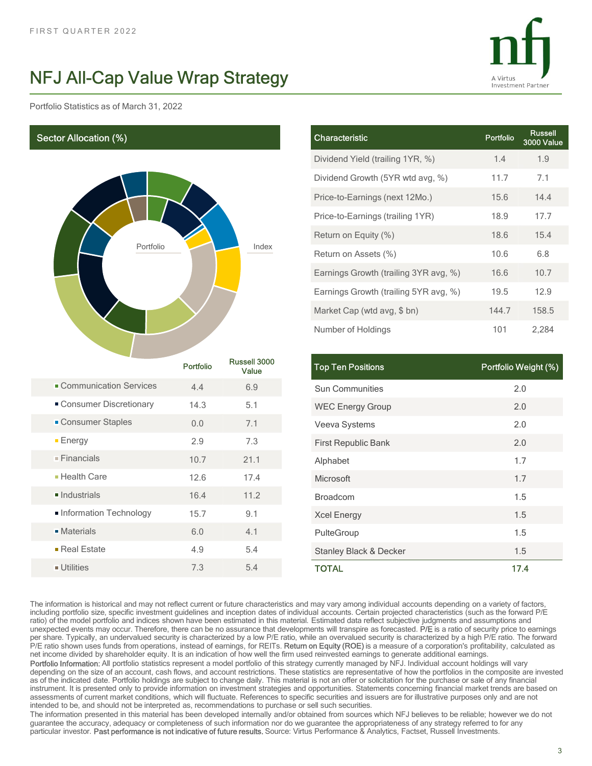FIRST QUARTER 2022

# NFJ All-Cap Value Wrap Strategy

Portfolio Statistics as of March 31, 2022

## Sector Allocation (%)

| Sector | Portfolio | Russell 3000 Value |
|---|---|---|
| Communication Services | 4.4 | 6.9 |
| Consumer Discretionary | 14.3 | 5.1 |
| Consumer Staples | 0.0 | 7.1 |
| Energy | 2.9 | 7.3 |
| Financials | 10.7 | 21.1 |
| Health Care | 12.6 | 17.4 |
| Industrials | 16.4 | 11.2 |
| Information Technology | 15.7 | 9.1 |
| Materials | 6.0 | 4.1 |
| Real Estate | 4.9 | 5.4 |
| Utilities | 7.3 | 5.4 |

| Characteristic | Portfolio | Russell 3000 Value |
|---|---|---|
| Dividend Yield (trailing 1YR, %) | 1.4 | 1.9 |
| Dividend Growth (5YR wtd avg, %) | 11.7 | 7.1 |
| Price-to-Earnings (next 12Mo.) | 15.6 | 14.4 |
| Price-to-Earnings (trailing 1YR) | 18.9 | 17.7 |
| Return on Equity (%) | 18.6 | 15.4 |
| Return on Assets (%) | 10.6 | 6.8 |
| Earnings Growth (trailing 3YR avg, %) | 16.6 | 10.7 |
| Earnings Growth (trailing 5YR avg, %) | 19.5 | 12.9 |
| Market Cap (wtd avg, $ bn) | 144.7 | 158.5 |
| Number of Holdings | 101 | 2,284 |

| Top Ten Positions | Portfolio Weight (%) |
|---|---|
| Sun Communities | 2.0 |
| WEC Energy Group | 2.0 |
| Veeva Systems | 2.0 |
| First Republic Bank | 2.0 |
| Alphabet | 1.7 |
| Microsoft | 1.7 |
| Broadcom | 1.5 |
| Xcel Energy | 1.5 |
| PulteGroup | 1.5 |
| Stanley Black & Decker | 1.5 |
| **TOTAL** | **17.4** |

The information is historical and may not reflect current or future characteristics and may vary among individual accounts depending on a variety of factors, including portfolio size, specific investment guidelines and inception dates of individual accounts. Certain projected characteristics (such as the forward P/E ratio) of the model portfolio and indices shown have been estimated in this material. Estimated data reflect subjective judgments and assumptions and unexpected events may occur. Therefore, there can be no assurance that developments will transpire as forecasted. P/E is a ratio of security price to earnings per share. Typically, an undervalued security is characterized by a low P/E ratio, while an overvalued security is characterized by a high P/E ratio. The forward P/E ratio shown uses funds from operations, instead of earnings, for REITs. Return on Equity (ROE) is a measure of a corporation's profitability, calculated as net income divided by shareholder equity. It is an indication of how well the firm used reinvested earnings to generate additional earnings.

Portfolio Information: All portfolio statistics represent a model portfolio of this strategy currently managed by NFJ. Individual account holdings will vary depending on the size of an account, cash flows, and account restrictions. These statistics are representative of how the portfolios in the composite are invested as of the indicated date. Portfolio holdings are subject to change daily. This material is not an offer or solicitation for the purchase or sale of any financial instrument. It is presented only to provide information on investment strategies and opportunities. Statements concerning financial market trends are based on assessments of current market conditions, which will fluctuate. References to specific securities and issuers are for illustrative purposes only and are not intended to be, and should not be interpreted as, recommendations to purchase or sell such securities.

The information presented in this material has been developed internally and/or obtained from sources which NFJ believes to be reliable; however we do not guarantee the accuracy, adequacy or completeness of such information nor do we guarantee the appropriateness of any strategy referred to for any particular investor. **Past performance is not indicative of future results.** Source: Virtus Performance & Analytics, Factset, Russell Investments.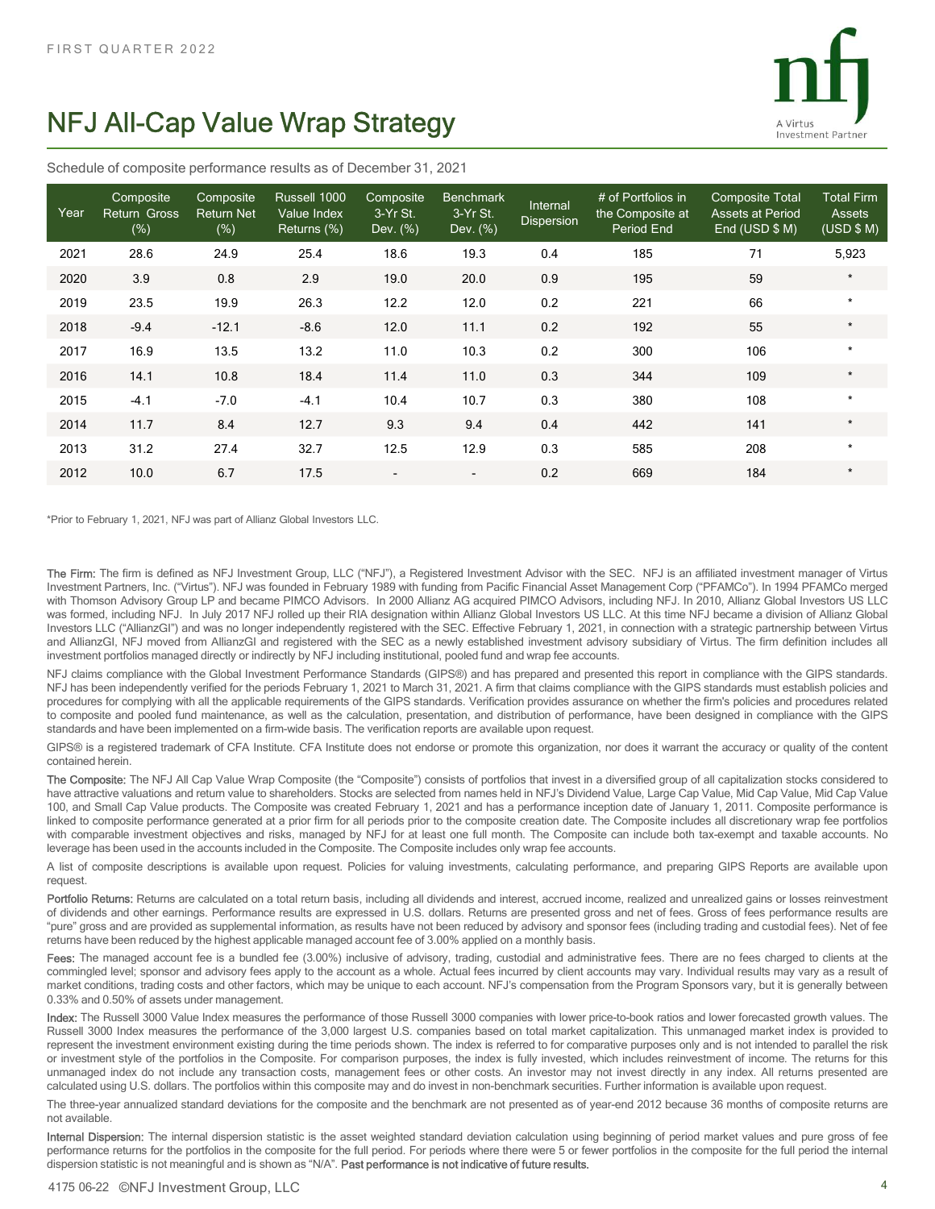FIRST QUARTER 2022

# NFJ All-Cap Value Wrap Strategy

Schedule of composite performance results as of December 31, 2021

| Year | Composite Return Gross (%) | Composite Return Net (%) | Russell 1000 Value Index Returns (%) | Composite 3-Yr St. Dev. (%) | Benchmark 3-Yr St. Dev. (%) | Internal Dispersion | # of Portfolios in the Composite at Period End | Composite Total Assets at Period End (USD $ M) | Total Firm Assets (USD $ M) |
|---|---|---|---|---|---|---|---|---|---|
| 2021 | 28.6 | 24.9 | 25.4 | 18.6 | 19.3 | 0.4 | 185 | 71 | 5,923 |
| 2020 | 3.9 | 0.8 | 2.9 | 19.0 | 20.0 | 0.9 | 195 | 59 | * |
| 2019 | 23.5 | 19.9 | 26.3 | 12.2 | 12.0 | 0.2 | 221 | 66 | * |
| 2018 | -9.4 | -12.1 | -8.6 | 12.0 | 11.1 | 0.2 | 192 | 55 | * |
| 2017 | 16.9 | 13.5 | 13.2 | 11.0 | 10.3 | 0.2 | 300 | 106 | * |
| 2016 | 14.1 | 10.8 | 18.4 | 11.4 | 11.0 | 0.3 | 344 | 109 | * |
| 2015 | -4.1 | -7.0 | -4.1 | 10.4 | 10.7 | 0.3 | 380 | 108 | * |
| 2014 | 11.7 | 8.4 | 12.7 | 9.3 | 9.4 | 0.4 | 442 | 141 | * |
| 2013 | 31.2 | 27.4 | 32.7 | 12.5 | 12.9 | 0.3 | 585 | 208 | * |
| 2012 | 10.0 | 6.7 | 17.5 | - | - | 0.2 | 669 | 184 | * |

*Prior to February 1, 2021, NFJ was part of Allianz Global Investors LLC.

**The Firm:** The firm is defined as NFJ Investment Group, LLC ("NFJ"), a Registered Investment Advisor with the SEC. NFJ is an affiliated investment manager of Virtus Investment Partners, Inc. ("Virtus"). NFJ was founded in February 1989 with funding from Pacific Financial Asset Management Corp ("PFAMCo"). In 1994 PFAMCo merged with Thomson Advisory Group LP and became PIMCO Advisors. In 2000 Allianz AG acquired PIMCO Advisors, including NFJ. In 2010, Allianz Global Investors US LLC was formed, including NFJ. In July 2017 NFJ rolled up their RIA designation within Allianz Global Investors US LLC. At this time NFJ became a division of Allianz Global Investors LLC ("AllianzGI") and was no longer independently registered with the SEC. Effective February 1, 2021, in connection with a strategic partnership between Virtus and AllianzGI, NFJ moved from AllianzGI and registered with the SEC as a newly established investment advisory subsidiary of Virtus. The firm definition includes all investment portfolios managed directly or indirectly by NFJ including institutional, pooled fund and wrap fee accounts.

NFJ claims compliance with the Global Investment Performance Standards (GIPS®) and has prepared and presented this report in compliance with the GIPS standards. NFJ has been independently verified for the periods February 1, 2021 to March 31, 2021. A firm that claims compliance with the GIPS standards must establish policies and procedures for complying with all the applicable requirements of the GIPS standards. Verification provides assurance on whether the firm's policies and procedures related to composite and pooled fund maintenance, as well as the calculation, presentation, and distribution of performance, have been designed in compliance with the GIPS standards and have been implemented on a firm-wide basis. The verification reports are available upon request.

GIPS® is a registered trademark of CFA Institute. CFA Institute does not endorse or promote this organization, nor does it warrant the accuracy or quality of the content contained herein.

**The Composite:** The NFJ All Cap Value Wrap Composite (the "Composite") consists of portfolios that invest in a diversified group of all capitalization stocks considered to have attractive valuations and return value to shareholders. Stocks are selected from names held in NFJ's Dividend Value, Large Cap Value, Mid Cap Value, Mid Cap Value 100, and Small Cap Value products. The Composite was created February 1, 2021 and has a performance inception date of January 1, 2011. Composite performance is linked to composite performance generated at a prior firm for all periods prior to the composite creation date. The Composite includes all discretionary wrap fee portfolios with comparable investment objectives and risks, managed by NFJ for at least one full month. The Composite can include both tax-exempt and taxable accounts. No leverage has been used in the accounts included in the Composite. The Composite includes only wrap fee accounts.

A list of composite descriptions is available upon request. Policies for valuing investments, calculating performance, and preparing GIPS Reports are available upon request.

**Portfolio Returns:** Returns are calculated on a total return basis, including all dividends and interest, accrued income, realized and unrealized gains or losses reinvestment of dividends and other earnings. Performance results are expressed in U.S. dollars. Returns are presented gross and net of fees. Gross of fees performance results are "pure" gross and are provided as supplemental information, as results have not been reduced by advisory and sponsor fees (including trading and custodial fees). Net of fee returns have been reduced by the highest applicable managed account fee of 3.00% applied on a monthly basis.

**Fees:** The managed account fee is a bundled fee (3.00%) inclusive of advisory, trading, custodial and administrative fees. There are no fees charged to clients at the commingled level; sponsor and advisory fees apply to the account as a whole. Actual fees incurred by client accounts may vary. Individual results may vary as a result of market conditions, trading costs and other factors, which may be unique to each account. NFJ's compensation from the Program Sponsors vary, but it is generally between 0.33% and 0.50% of assets under management.

**Index:** The Russell 3000 Value Index measures the performance of those Russell 3000 companies with lower price-to-book ratios and lower forecasted growth values. The Russell 3000 Index measures the performance of the 3,000 largest U.S. companies based on total market capitalization. This unmanaged market index is provided to represent the investment environment existing during the time periods shown. The index is referred to for comparative purposes only and is not intended to parallel the risk or investment style of the portfolios in the Composite. For comparison purposes, the index is fully invested, which includes reinvestment of income. The returns for this unmanaged index do not include any transaction costs, management fees or other costs. An investor may not invest directly in any index. All returns presented are calculated using U.S. dollars. The portfolios within this composite may and do invest in non-benchmark securities. Further information is available upon request.

The three-year annualized standard deviations for the composite and the benchmark are not presented as of year-end 2012 because 36 months of composite returns are not available.

**Internal Dispersion:** The internal dispersion statistic is the asset weighted standard deviation calculation using beginning of period market values and pure gross of fee performance returns for the portfolios in the composite for the full period. For periods where there were 5 or fewer portfolios in the composite for the full period the internal dispersion statistic is not meaningful and is shown as "N/A". **Past performance is not indicative of future results.**

4175 06-22 ©NFJ Investment Group, LLC